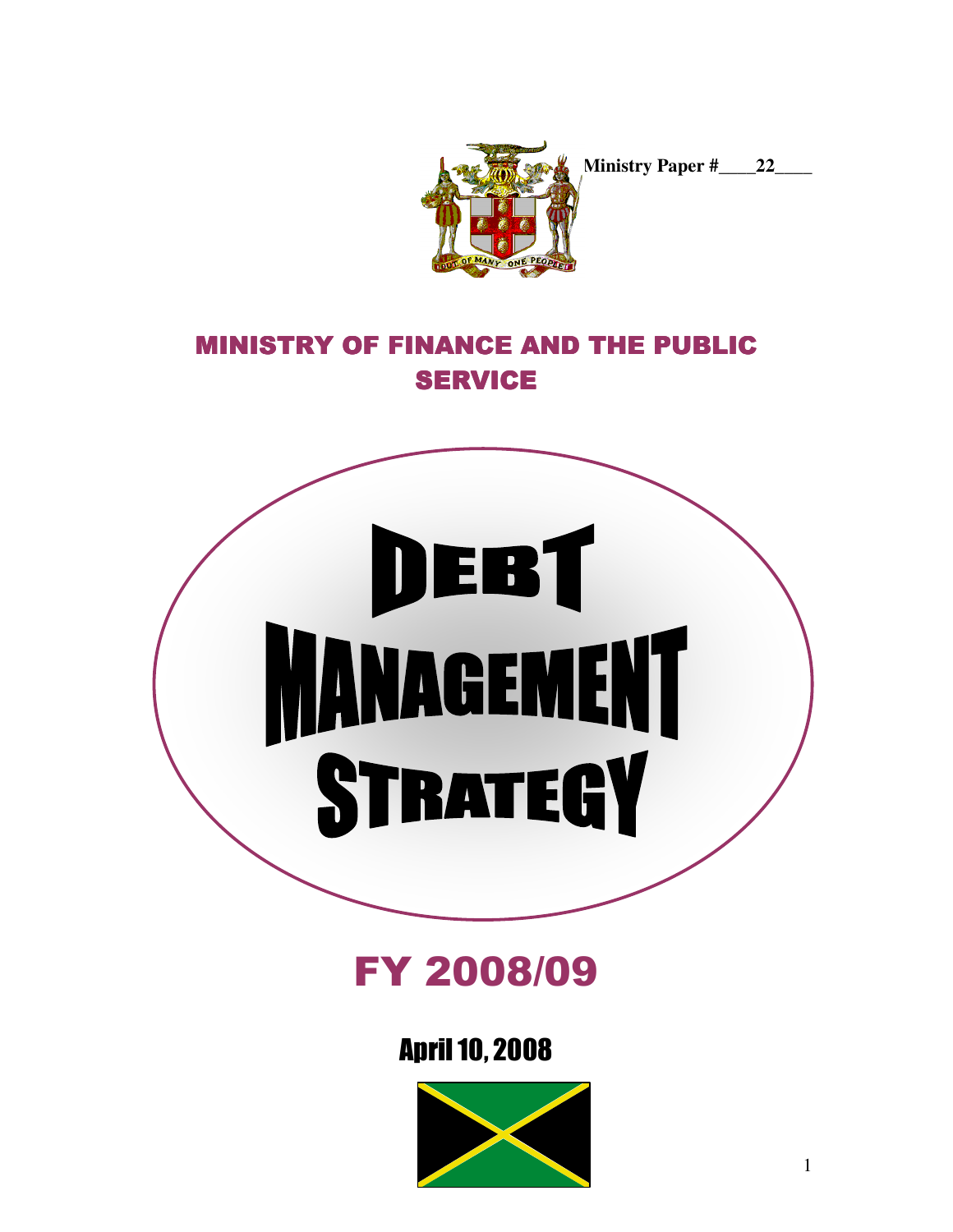**Ministry Paper #\_\_\_\_22\_\_\_\_**

# MINISTRY OF FINANCE AND THE PUBLIC SERVICE

# DEBT MANAGEMENT STRATEGY

## FY 2008/09

### April 10, 2008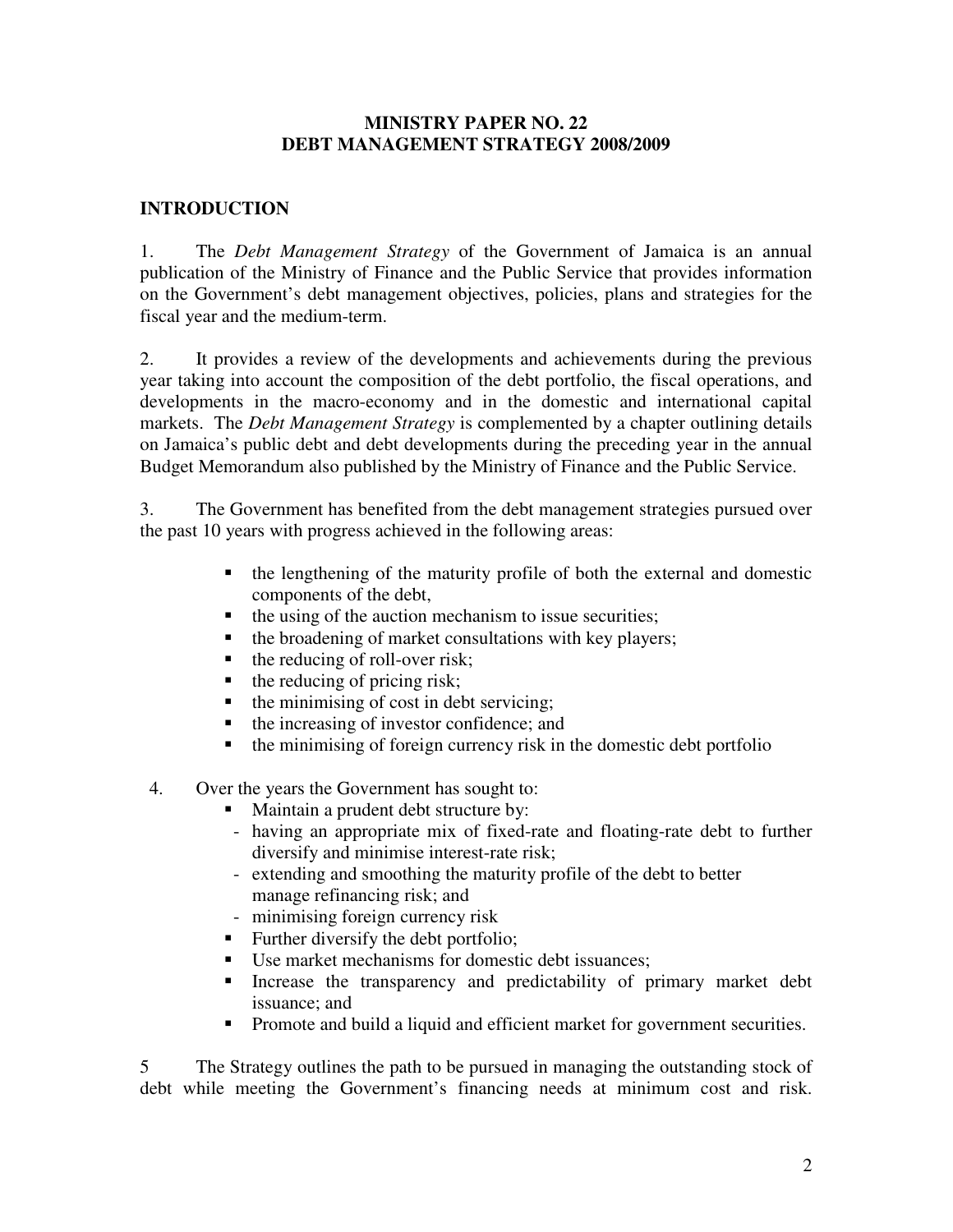**MINISTRY PAPER NO. 22**
**DEBT MANAGEMENT STRATEGY 2008/2009**

## INTRODUCTION

1. The *Debt Management Strategy* of the Government of Jamaica is an annual publication of the Ministry of Finance and the Public Service that provides information on the Government's debt management objectives, policies, plans and strategies for the fiscal year and the medium-term.

2. It provides a review of the developments and achievements during the previous year taking into account the composition of the debt portfolio, the fiscal operations, and developments in the macro-economy and in the domestic and international capital markets. The *Debt Management Strategy* is complemented by a chapter outlining details on Jamaica's public debt and debt developments during the preceding year in the annual Budget Memorandum also published by the Ministry of Finance and the Public Service.

3. The Government has benefited from the debt management strategies pursued over the past 10 years with progress achieved in the following areas:

- the lengthening of the maturity profile of both the external and domestic components of the debt,
- the using of the auction mechanism to issue securities;
- the broadening of market consultations with key players;
- the reducing of roll-over risk;
- the reducing of pricing risk;
- the minimising of cost in debt servicing;
- the increasing of investor confidence; and
- the minimising of foreign currency risk in the domestic debt portfolio

4. Over the years the Government has sought to:
   - Maintain a prudent debt structure by:
     - having an appropriate mix of fixed-rate and floating-rate debt to further diversify and minimise interest-rate risk;
     - extending and smoothing the maturity profile of the debt to better manage refinancing risk; and
     - minimising foreign currency risk
   - Further diversify the debt portfolio;
   - Use market mechanisms for domestic debt issuances;
   - Increase the transparency and predictability of primary market debt issuance; and
   - Promote and build a liquid and efficient market for government securities.

5 The Strategy outlines the path to be pursued in managing the outstanding stock of debt while meeting the Government's financing needs at minimum cost and risk.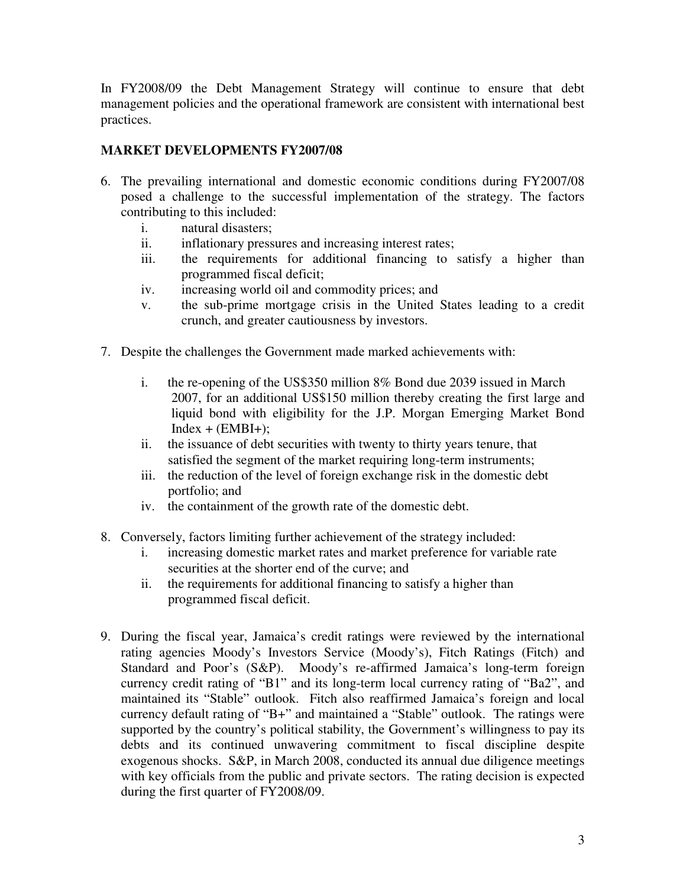In FY2008/09 the Debt Management Strategy will continue to ensure that debt management policies and the operational framework are consistent with international best practices.

## MARKET DEVELOPMENTS FY2007/08

6. The prevailing international and domestic economic conditions during FY2007/08 posed a challenge to the successful implementation of the strategy. The factors contributing to this included:
   i. natural disasters;
   ii. inflationary pressures and increasing interest rates;
   iii. the requirements for additional financing to satisfy a higher than programmed fiscal deficit;
   iv. increasing world oil and commodity prices; and
   v. the sub-prime mortgage crisis in the United States leading to a credit crunch, and greater cautiousness by investors.

7. Despite the challenges the Government made marked achievements with:
   i. the re-opening of the US$350 million 8% Bond due 2039 issued in March 2007, for an additional US$150 million thereby creating the first large and liquid bond with eligibility for the J.P. Morgan Emerging Market Bond Index + (EMBI+);
   ii. the issuance of debt securities with twenty to thirty years tenure, that satisfied the segment of the market requiring long-term instruments;
   iii. the reduction of the level of foreign exchange risk in the domestic debt portfolio; and
   iv. the containment of the growth rate of the domestic debt.

8. Conversely, factors limiting further achievement of the strategy included:
   i. increasing domestic market rates and market preference for variable rate securities at the shorter end of the curve; and
   ii. the requirements for additional financing to satisfy a higher than programmed fiscal deficit.

9. During the fiscal year, Jamaica's credit ratings were reviewed by the international rating agencies Moody's Investors Service (Moody's), Fitch Ratings (Fitch) and Standard and Poor's (S&P). Moody's re-affirmed Jamaica's long-term foreign currency credit rating of "B1" and its long-term local currency rating of "Ba2", and maintained its "Stable" outlook. Fitch also reaffirmed Jamaica's foreign and local currency default rating of "B+" and maintained a "Stable" outlook. The ratings were supported by the country's political stability, the Government's willingness to pay its debts and its continued unwavering commitment to fiscal discipline despite exogenous shocks. S&P, in March 2008, conducted its annual due diligence meetings with key officials from the public and private sectors. The rating decision is expected during the first quarter of FY2008/09.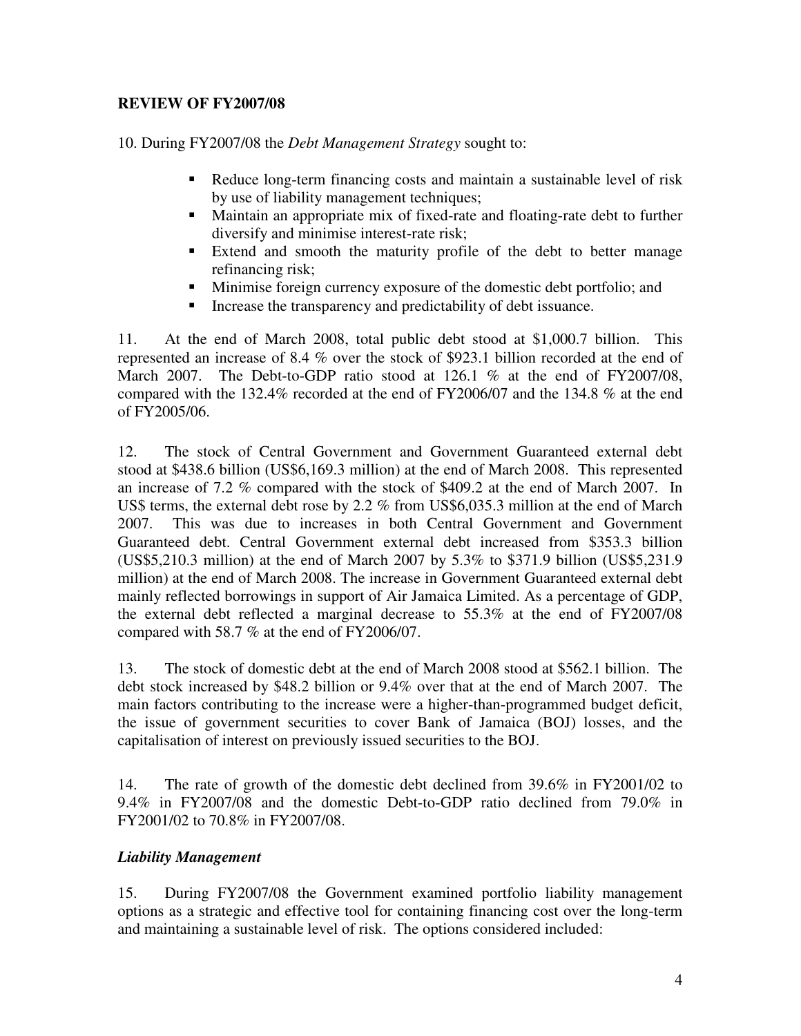## REVIEW OF FY2007/08

10. During FY2007/08 the *Debt Management Strategy* sought to:

- Reduce long-term financing costs and maintain a sustainable level of risk by use of liability management techniques;
- Maintain an appropriate mix of fixed-rate and floating-rate debt to further diversify and minimise interest-rate risk;
- Extend and smooth the maturity profile of the debt to better manage refinancing risk;
- Minimise foreign currency exposure of the domestic debt portfolio; and
- Increase the transparency and predictability of debt issuance.

11. At the end of March 2008, total public debt stood at $1,000.7 billion. This represented an increase of 8.4 % over the stock of $923.1 billion recorded at the end of March 2007. The Debt-to-GDP ratio stood at 126.1 % at the end of FY2007/08, compared with the 132.4% recorded at the end of FY2006/07 and the 134.8 % at the end of FY2005/06.

12. The stock of Central Government and Government Guaranteed external debt stood at $438.6 billion (US$6,169.3 million) at the end of March 2008. This represented an increase of 7.2 % compared with the stock of $409.2 at the end of March 2007. In US$ terms, the external debt rose by 2.2 % from US$6,035.3 million at the end of March 2007. This was due to increases in both Central Government and Government Guaranteed debt. Central Government external debt increased from $353.3 billion (US$5,210.3 million) at the end of March 2007 by 5.3% to $371.9 billion (US$5,231.9 million) at the end of March 2008. The increase in Government Guaranteed external debt mainly reflected borrowings in support of Air Jamaica Limited. As a percentage of GDP, the external debt reflected a marginal decrease to 55.3% at the end of FY2007/08 compared with 58.7 % at the end of FY2006/07.

13. The stock of domestic debt at the end of March 2008 stood at $562.1 billion. The debt stock increased by $48.2 billion or 9.4% over that at the end of March 2007. The main factors contributing to the increase were a higher-than-programmed budget deficit, the issue of government securities to cover Bank of Jamaica (BOJ) losses, and the capitalisation of interest on previously issued securities to the BOJ.

14. The rate of growth of the domestic debt declined from 39.6% in FY2001/02 to 9.4% in FY2007/08 and the domestic Debt-to-GDP ratio declined from 79.0% in FY2001/02 to 70.8% in FY2007/08.

### *Liability Management*

15. During FY2007/08 the Government examined portfolio liability management options as a strategic and effective tool for containing financing cost over the long-term and maintaining a sustainable level of risk. The options considered included: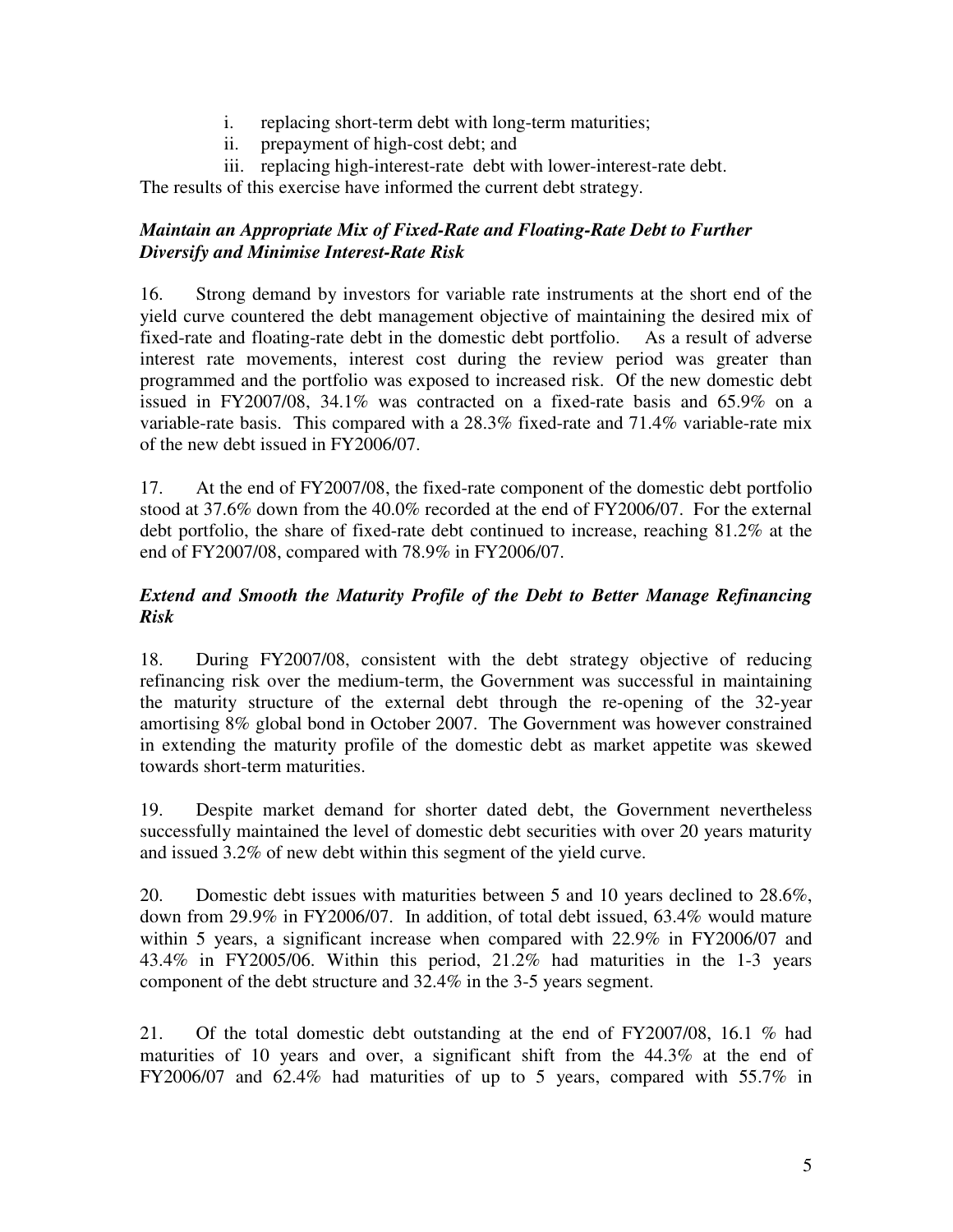i. replacing short-term debt with long-term maturities;
ii. prepayment of high-cost debt; and
iii. replacing high-interest-rate debt with lower-interest-rate debt.

The results of this exercise have informed the current debt strategy.

***Maintain an Appropriate Mix of Fixed-Rate and Floating-Rate Debt to Further Diversify and Minimise Interest-Rate Risk***

16. Strong demand by investors for variable rate instruments at the short end of the yield curve countered the debt management objective of maintaining the desired mix of fixed-rate and floating-rate debt in the domestic debt portfolio. As a result of adverse interest rate movements, interest cost during the review period was greater than programmed and the portfolio was exposed to increased risk. Of the new domestic debt issued in FY2007/08, 34.1% was contracted on a fixed-rate basis and 65.9% on a variable-rate basis. This compared with a 28.3% fixed-rate and 71.4% variable-rate mix of the new debt issued in FY2006/07.

17. At the end of FY2007/08, the fixed-rate component of the domestic debt portfolio stood at 37.6% down from the 40.0% recorded at the end of FY2006/07. For the external debt portfolio, the share of fixed-rate debt continued to increase, reaching 81.2% at the end of FY2007/08, compared with 78.9% in FY2006/07.

***Extend and Smooth the Maturity Profile of the Debt to Better Manage Refinancing Risk***

18. During FY2007/08, consistent with the debt strategy objective of reducing refinancing risk over the medium-term, the Government was successful in maintaining the maturity structure of the external debt through the re-opening of the 32-year amortising 8% global bond in October 2007. The Government was however constrained in extending the maturity profile of the domestic debt as market appetite was skewed towards short-term maturities.

19. Despite market demand for shorter dated debt, the Government nevertheless successfully maintained the level of domestic debt securities with over 20 years maturity and issued 3.2% of new debt within this segment of the yield curve.

20. Domestic debt issues with maturities between 5 and 10 years declined to 28.6%, down from 29.9% in FY2006/07. In addition, of total debt issued, 63.4% would mature within 5 years, a significant increase when compared with 22.9% in FY2006/07 and 43.4% in FY2005/06. Within this period, 21.2% had maturities in the 1-3 years component of the debt structure and 32.4% in the 3-5 years segment.

21. Of the total domestic debt outstanding at the end of FY2007/08, 16.1 % had maturities of 10 years and over, a significant shift from the 44.3% at the end of FY2006/07 and 62.4% had maturities of up to 5 years, compared with 55.7% in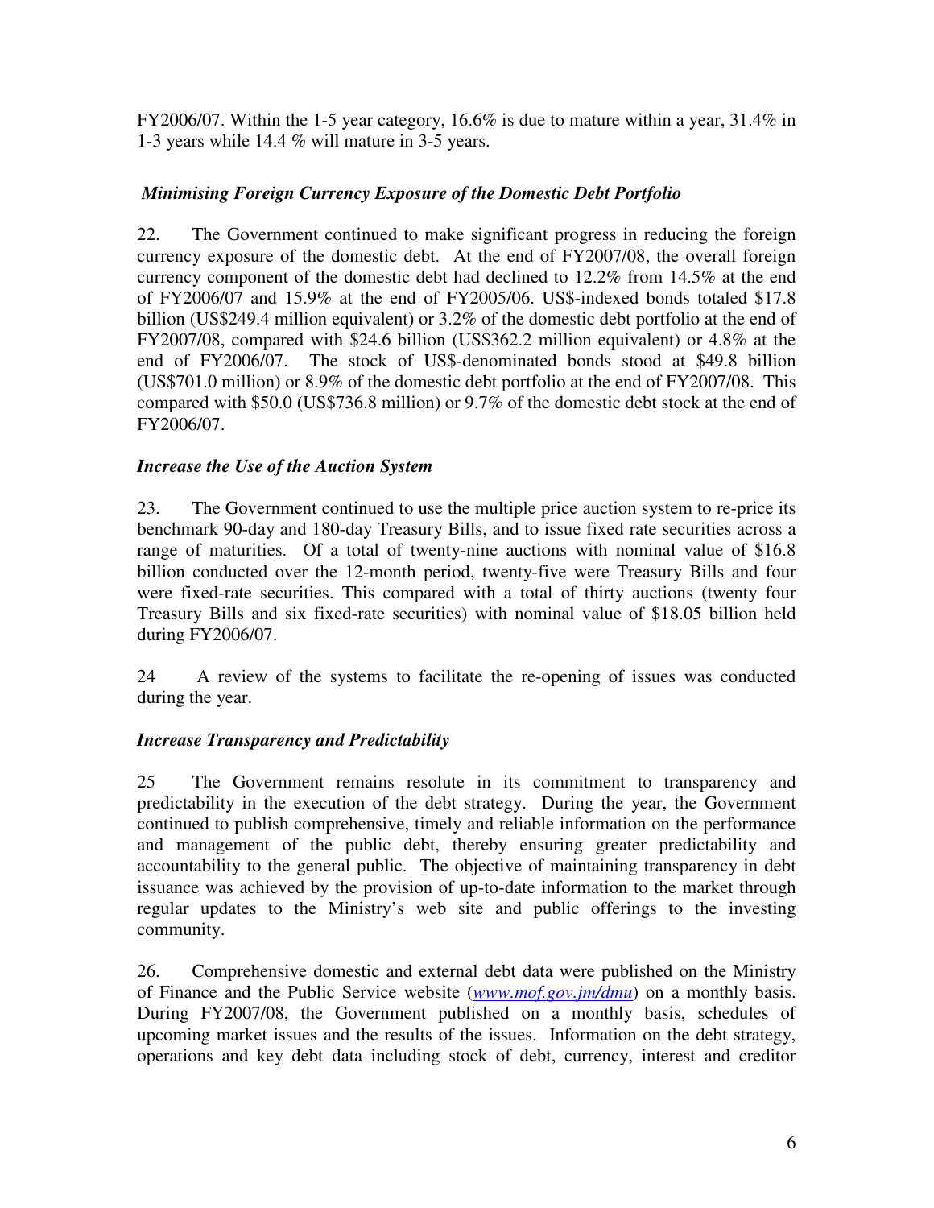FY2006/07. Within the 1-5 year category, 16.6% is due to mature within a year, 31.4% in 1-3 years while 14.4 % will mature in 3-5 years.

***Minimising Foreign Currency Exposure of the Domestic Debt Portfolio***

22. The Government continued to make significant progress in reducing the foreign currency exposure of the domestic debt. At the end of FY2007/08, the overall foreign currency component of the domestic debt had declined to 12.2% from 14.5% at the end of FY2006/07 and 15.9% at the end of FY2005/06. US$-indexed bonds totaled $17.8 billion (US$249.4 million equivalent) or 3.2% of the domestic debt portfolio at the end of FY2007/08, compared with $24.6 billion (US$362.2 million equivalent) or 4.8% at the end of FY2006/07. The stock of US$-denominated bonds stood at $49.8 billion (US$701.0 million) or 8.9% of the domestic debt portfolio at the end of FY2007/08. This compared with $50.0 (US$736.8 million) or 9.7% of the domestic debt stock at the end of FY2006/07.

***Increase the Use of the Auction System***

23. The Government continued to use the multiple price auction system to re-price its benchmark 90-day and 180-day Treasury Bills, and to issue fixed rate securities across a range of maturities. Of a total of twenty-nine auctions with nominal value of $16.8 billion conducted over the 12-month period, twenty-five were Treasury Bills and four were fixed-rate securities. This compared with a total of thirty auctions (twenty four Treasury Bills and six fixed-rate securities) with nominal value of $18.05 billion held during FY2006/07.

24 A review of the systems to facilitate the re-opening of issues was conducted during the year.

***Increase Transparency and Predictability***

25 The Government remains resolute in its commitment to transparency and predictability in the execution of the debt strategy. During the year, the Government continued to publish comprehensive, timely and reliable information on the performance and management of the public debt, thereby ensuring greater predictability and accountability to the general public. The objective of maintaining transparency in debt issuance was achieved by the provision of up-to-date information to the market through regular updates to the Ministry's web site and public offerings to the investing community.

26. Comprehensive domestic and external debt data were published on the Ministry of Finance and the Public Service website (*www.mof.gov.jm/dmu*) on a monthly basis. During FY2007/08, the Government published on a monthly basis, schedules of upcoming market issues and the results of the issues. Information on the debt strategy, operations and key debt data including stock of debt, currency, interest and creditor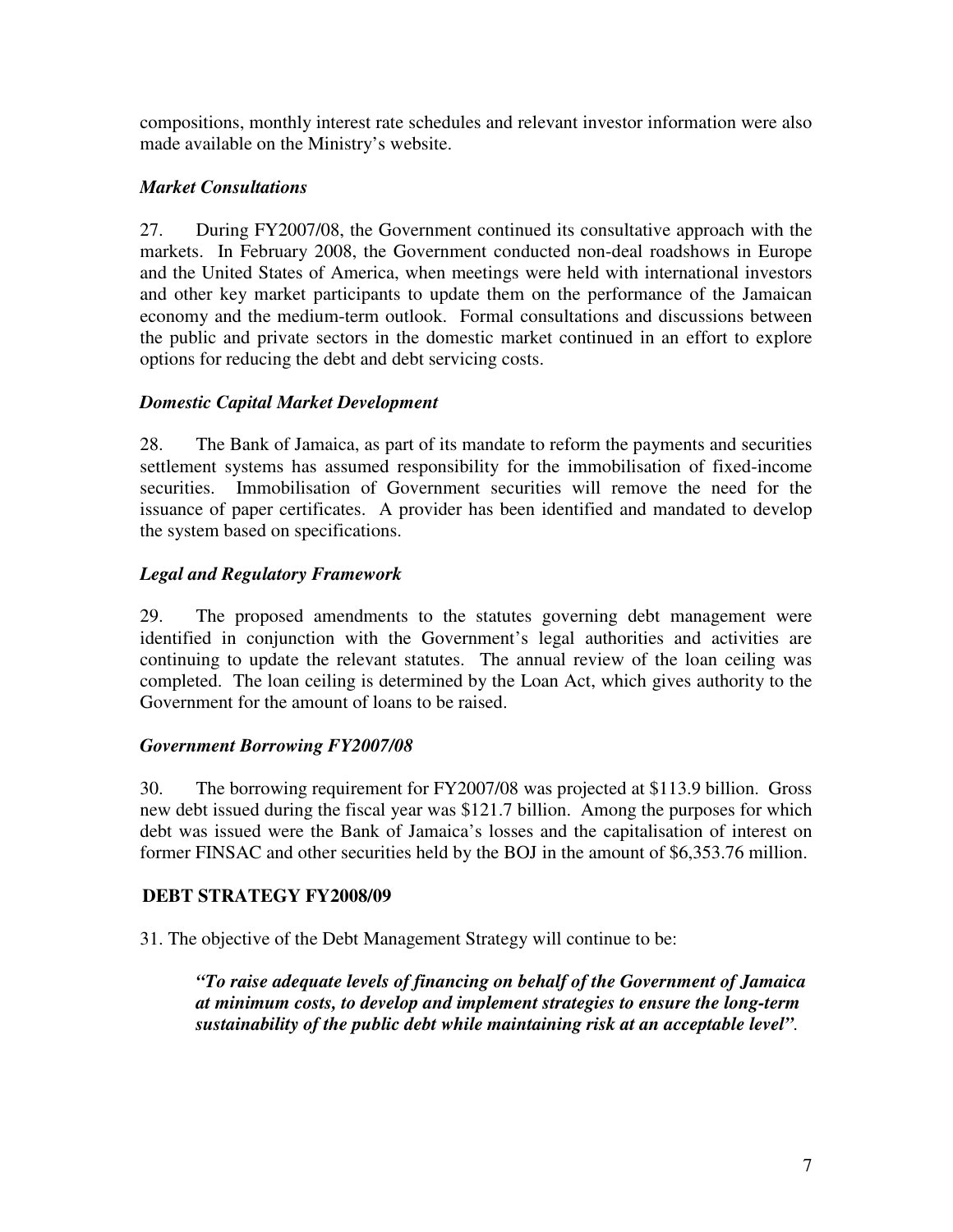compositions, monthly interest rate schedules and relevant investor information were also made available on the Ministry's website.

### *Market Consultations*

27. During FY2007/08, the Government continued its consultative approach with the markets. In February 2008, the Government conducted non-deal roadshows in Europe and the United States of America, when meetings were held with international investors and other key market participants to update them on the performance of the Jamaican economy and the medium-term outlook. Formal consultations and discussions between the public and private sectors in the domestic market continued in an effort to explore options for reducing the debt and debt servicing costs.

### *Domestic Capital Market Development*

28. The Bank of Jamaica, as part of its mandate to reform the payments and securities settlement systems has assumed responsibility for the immobilisation of fixed-income securities. Immobilisation of Government securities will remove the need for the issuance of paper certificates. A provider has been identified and mandated to develop the system based on specifications.

### *Legal and Regulatory Framework*

29. The proposed amendments to the statutes governing debt management were identified in conjunction with the Government's legal authorities and activities are continuing to update the relevant statutes. The annual review of the loan ceiling was completed. The loan ceiling is determined by the Loan Act, which gives authority to the Government for the amount of loans to be raised.

### *Government Borrowing FY2007/08*

30. The borrowing requirement for FY2007/08 was projected at $113.9 billion. Gross new debt issued during the fiscal year was $121.7 billion. Among the purposes for which debt was issued were the Bank of Jamaica's losses and the capitalisation of interest on former FINSAC and other securities held by the BOJ in the amount of $6,353.76 million.

## DEBT STRATEGY FY2008/09

31. The objective of the Debt Management Strategy will continue to be:

> ***"To raise adequate levels of financing on behalf of the Government of Jamaica at minimum costs, to develop and implement strategies to ensure the long-term sustainability of the public debt while maintaining risk at an acceptable level"***.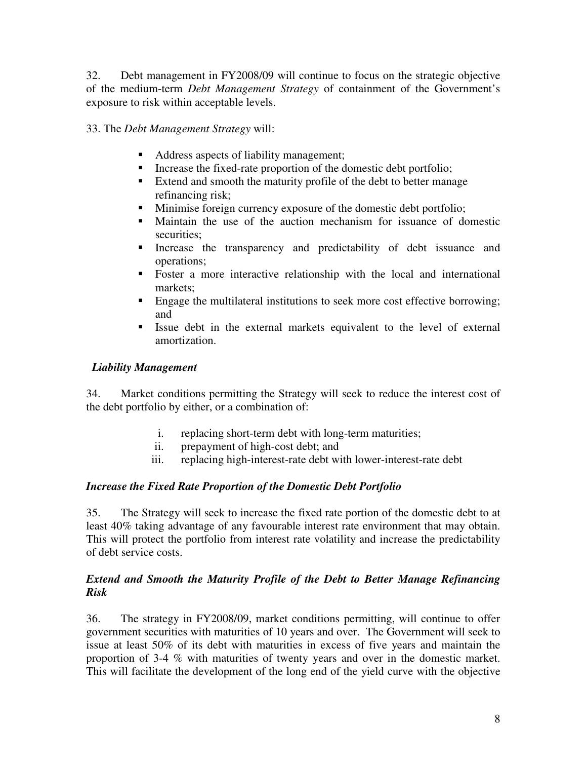32. Debt management in FY2008/09 will continue to focus on the strategic objective of the medium-term *Debt Management Strategy* of containment of the Government's exposure to risk within acceptable levels.

33. The *Debt Management Strategy* will:

- Address aspects of liability management;
- Increase the fixed-rate proportion of the domestic debt portfolio;
- Extend and smooth the maturity profile of the debt to better manage refinancing risk;
- Minimise foreign currency exposure of the domestic debt portfolio;
- Maintain the use of the auction mechanism for issuance of domestic securities;
- Increase the transparency and predictability of debt issuance and operations;
- Foster a more interactive relationship with the local and international markets;
- Engage the multilateral institutions to seek more cost effective borrowing; and
- Issue debt in the external markets equivalent to the level of external amortization.

***Liability Management***

34. Market conditions permitting the Strategy will seek to reduce the interest cost of the debt portfolio by either, or a combination of:

i. replacing short-term debt with long-term maturities;
ii. prepayment of high-cost debt; and
iii. replacing high-interest-rate debt with lower-interest-rate debt

***Increase the Fixed Rate Proportion of the Domestic Debt Portfolio***

35. The Strategy will seek to increase the fixed rate portion of the domestic debt to at least 40% taking advantage of any favourable interest rate environment that may obtain. This will protect the portfolio from interest rate volatility and increase the predictability of debt service costs.

***Extend and Smooth the Maturity Profile of the Debt to Better Manage Refinancing Risk***

36. The strategy in FY2008/09, market conditions permitting, will continue to offer government securities with maturities of 10 years and over. The Government will seek to issue at least 50% of its debt with maturities in excess of five years and maintain the proportion of 3-4 % with maturities of twenty years and over in the domestic market. This will facilitate the development of the long end of the yield curve with the objective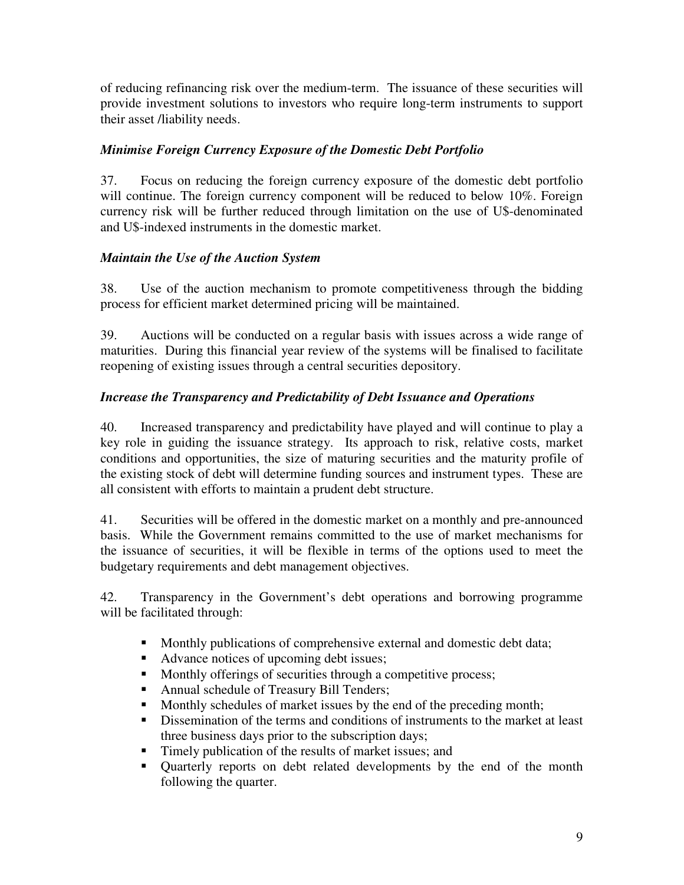of reducing refinancing risk over the medium-term. The issuance of these securities will provide investment solutions to investors who require long-term instruments to support their asset /liability needs.

### *Minimise Foreign Currency Exposure of the Domestic Debt Portfolio*

37. Focus on reducing the foreign currency exposure of the domestic debt portfolio will continue. The foreign currency component will be reduced to below 10%. Foreign currency risk will be further reduced through limitation on the use of U$-denominated and U$-indexed instruments in the domestic market.

### *Maintain the Use of the Auction System*

38. Use of the auction mechanism to promote competitiveness through the bidding process for efficient market determined pricing will be maintained.

39. Auctions will be conducted on a regular basis with issues across a wide range of maturities. During this financial year review of the systems will be finalised to facilitate reopening of existing issues through a central securities depository.

### *Increase the Transparency and Predictability of Debt Issuance and Operations*

40. Increased transparency and predictability have played and will continue to play a key role in guiding the issuance strategy. Its approach to risk, relative costs, market conditions and opportunities, the size of maturing securities and the maturity profile of the existing stock of debt will determine funding sources and instrument types. These are all consistent with efforts to maintain a prudent debt structure.

41. Securities will be offered in the domestic market on a monthly and pre-announced basis. While the Government remains committed to the use of market mechanisms for the issuance of securities, it will be flexible in terms of the options used to meet the budgetary requirements and debt management objectives.

42. Transparency in the Government's debt operations and borrowing programme will be facilitated through:

- Monthly publications of comprehensive external and domestic debt data;
- Advance notices of upcoming debt issues;
- Monthly offerings of securities through a competitive process;
- Annual schedule of Treasury Bill Tenders;
- Monthly schedules of market issues by the end of the preceding month;
- Dissemination of the terms and conditions of instruments to the market at least three business days prior to the subscription days;
- Timely publication of the results of market issues; and
- Quarterly reports on debt related developments by the end of the month following the quarter.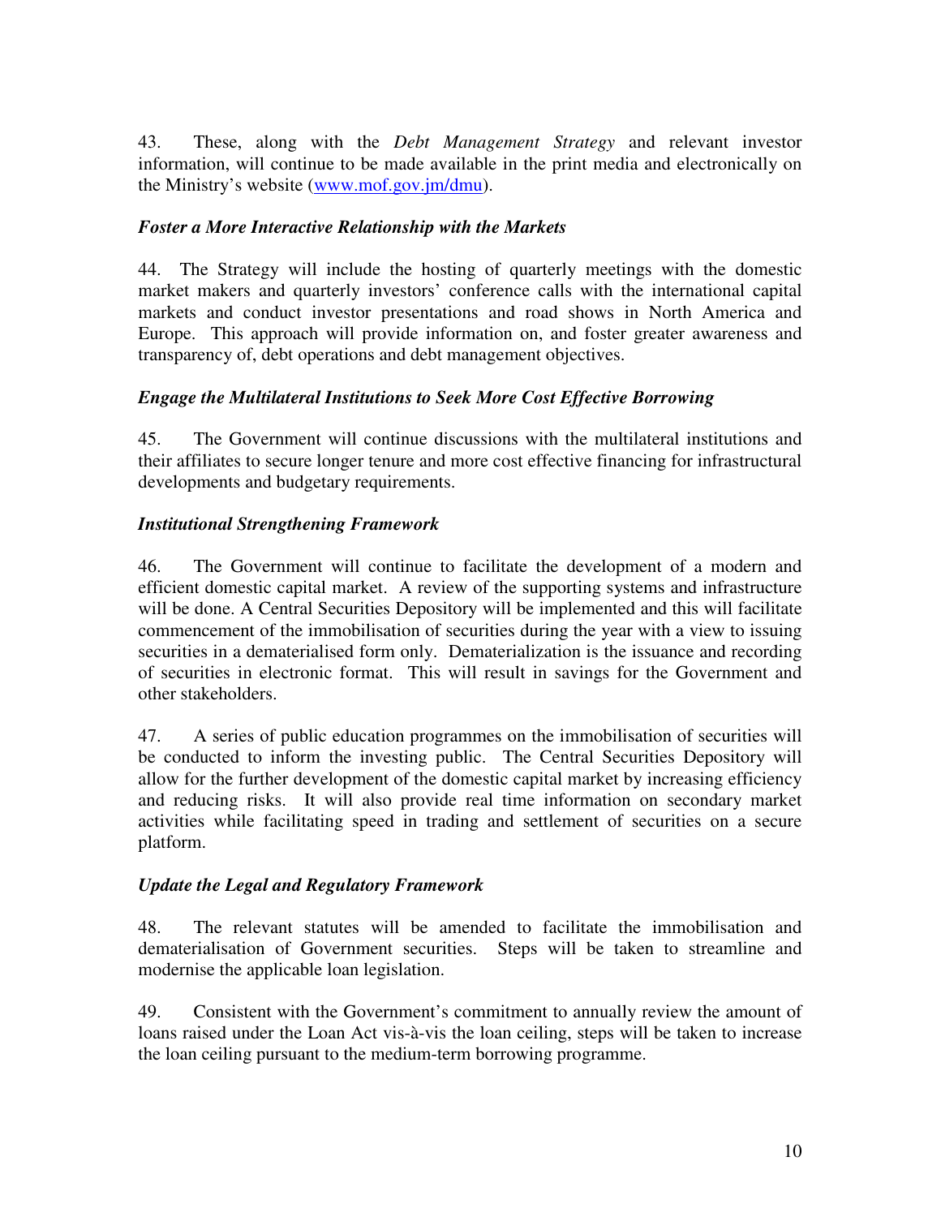43. These, along with the *Debt Management Strategy* and relevant investor information, will continue to be made available in the print media and electronically on the Ministry's website (www.mof.gov.jm/dmu).

***Foster a More Interactive Relationship with the Markets***

44. The Strategy will include the hosting of quarterly meetings with the domestic market makers and quarterly investors' conference calls with the international capital markets and conduct investor presentations and road shows in North America and Europe. This approach will provide information on, and foster greater awareness and transparency of, debt operations and debt management objectives.

***Engage the Multilateral Institutions to Seek More Cost Effective Borrowing***

45. The Government will continue discussions with the multilateral institutions and their affiliates to secure longer tenure and more cost effective financing for infrastructural developments and budgetary requirements.

***Institutional Strengthening Framework***

46. The Government will continue to facilitate the development of a modern and efficient domestic capital market. A review of the supporting systems and infrastructure will be done. A Central Securities Depository will be implemented and this will facilitate commencement of the immobilisation of securities during the year with a view to issuing securities in a dematerialised form only. Dematerialization is the issuance and recording of securities in electronic format. This will result in savings for the Government and other stakeholders.

47. A series of public education programmes on the immobilisation of securities will be conducted to inform the investing public. The Central Securities Depository will allow for the further development of the domestic capital market by increasing efficiency and reducing risks. It will also provide real time information on secondary market activities while facilitating speed in trading and settlement of securities on a secure platform.

***Update the Legal and Regulatory Framework***

48. The relevant statutes will be amended to facilitate the immobilisation and dematerialisation of Government securities. Steps will be taken to streamline and modernise the applicable loan legislation.

49. Consistent with the Government's commitment to annually review the amount of loans raised under the Loan Act vis-à-vis the loan ceiling, steps will be taken to increase the loan ceiling pursuant to the medium-term borrowing programme.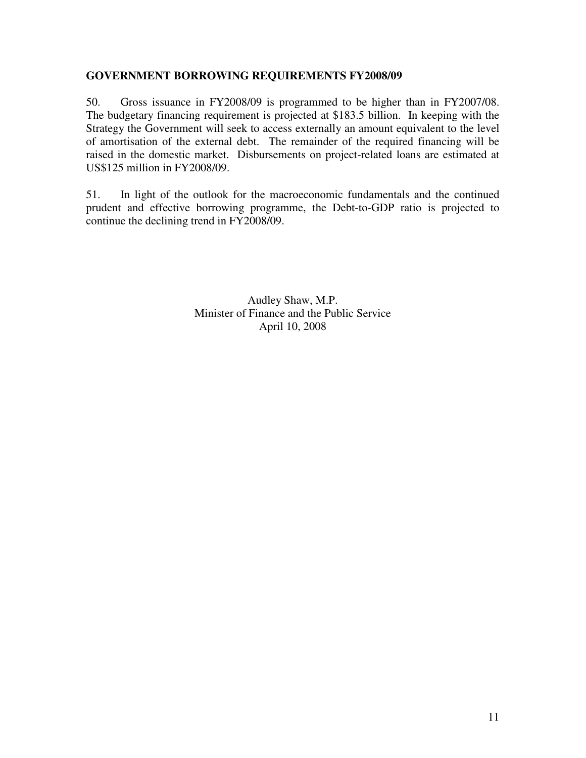## GOVERNMENT BORROWING REQUIREMENTS FY2008/09

50. Gross issuance in FY2008/09 is programmed to be higher than in FY2007/08. The budgetary financing requirement is projected at $183.5 billion. In keeping with the Strategy the Government will seek to access externally an amount equivalent to the level of amortisation of the external debt. The remainder of the required financing will be raised in the domestic market. Disbursements on project-related loans are estimated at US$125 million in FY2008/09.

51. In light of the outlook for the macroeconomic fundamentals and the continued prudent and effective borrowing programme, the Debt-to-GDP ratio is projected to continue the declining trend in FY2008/09.

Audley Shaw, M.P.
Minister of Finance and the Public Service
April 10, 2008